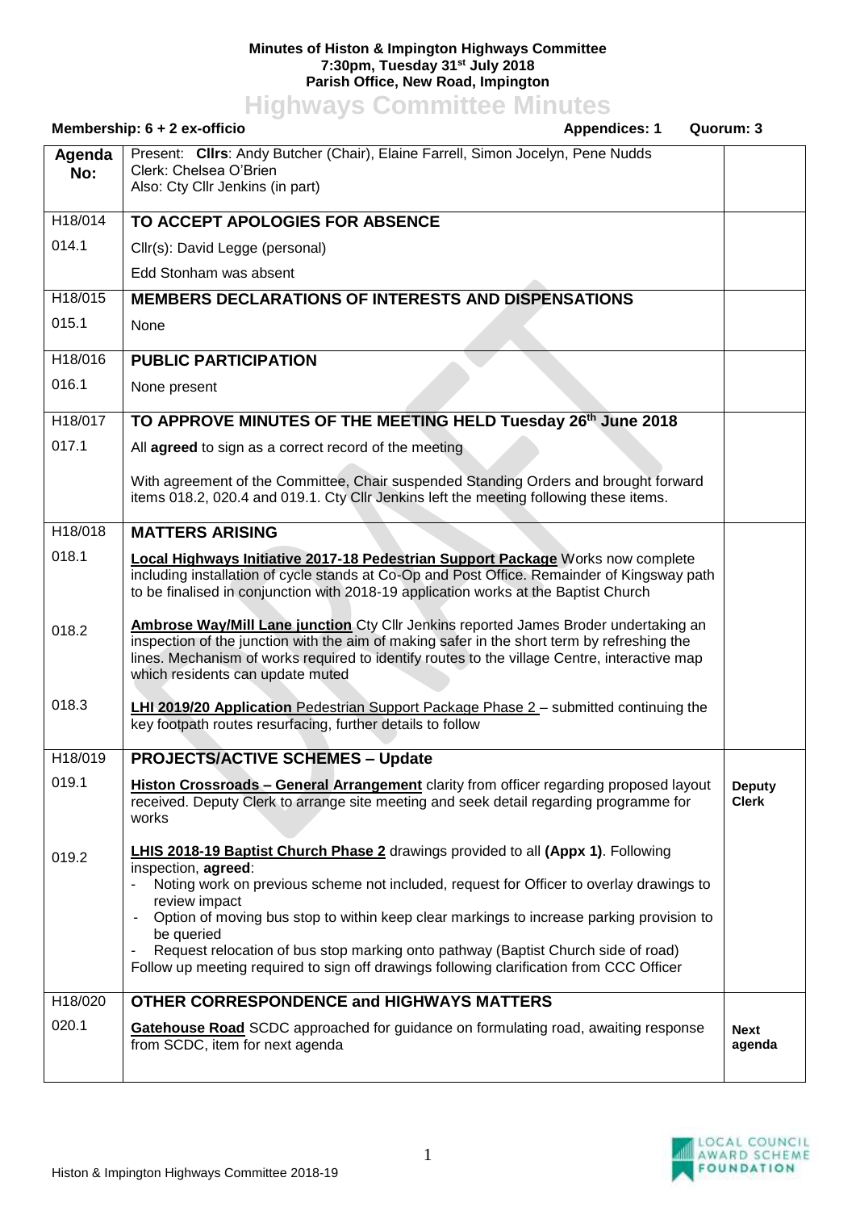**Minutes of Histon & Impington Highways Committee**
**7:30pm, Tuesday 31st July 2018**
**Parish Office, New Road, Impington**

# Highways Committee Minutes

**Membership: 6 + 2 ex-officio** **Appendices: 1** **Quorum: 3**

| Agenda No: | Present: **Cllrs**: Andy Butcher (Chair), Elaine Farrell, Simon Jocelyn, Pene Nudds<br>Clerk: Chelsea O'Brien<br>Also: Cty Cllr Jenkins (in part) | |
|---|---|---|
| H18/014 | **TO ACCEPT APOLOGIES FOR ABSENCE** | |
| 014.1 | Cllr(s): David Legge (personal)<br>Edd Stonham was absent | |
| H18/015 | **MEMBERS DECLARATIONS OF INTERESTS AND DISPENSATIONS** | |
| 015.1 | None | |
| H18/016 | **PUBLIC PARTICIPATION** | |
| 016.1 | None present | |
| H18/017 | **TO APPROVE MINUTES OF THE MEETING HELD Tuesday 26th June 2018** | |
| 017.1 | All **agreed** to sign as a correct record of the meeting<br><br>With agreement of the Committee, Chair suspended Standing Orders and brought forward items 018.2, 020.4 and 019.1. Cty Cllr Jenkins left the meeting following these items. | |
| H18/018 | **MATTERS ARISING** | |
| 018.1 | **Local Highways Initiative 2017-18 Pedestrian Support Package** Works now complete including installation of cycle stands at Co-Op and Post Office. Remainder of Kingsway path to be finalised in conjunction with 2018-19 application works at the Baptist Church | |
| 018.2 | **Ambrose Way/Mill Lane junction** Cty Cllr Jenkins reported James Broder undertaking an inspection of the junction with the aim of making safer in the short term by refreshing the lines. Mechanism of works required to identify routes to the village Centre, interactive map which residents can update muted | |
| 018.3 | **LHI 2019/20 Application** Pedestrian Support Package Phase 2 – submitted continuing the key footpath routes resurfacing, further details to follow | |
| H18/019 | **PROJECTS/ACTIVE SCHEMES – Update** | |
| 019.1 | **Histon Crossroads – General Arrangement** clarity from officer regarding proposed layout received. Deputy Clerk to arrange site meeting and seek detail regarding programme for works | **Deputy Clerk** |
| 019.2 | **LHIS 2018-19 Baptist Church Phase 2** drawings provided to all **(Appx 1)**. Following inspection, **agreed**:<br>- Noting work on previous scheme not included, request for Officer to overlay drawings to review impact<br>- Option of moving bus stop to within keep clear markings to increase parking provision to be queried<br>- Request relocation of bus stop marking onto pathway (Baptist Church side of road)<br>Follow up meeting required to sign off drawings following clarification from CCC Officer | |
| H18/020 | **OTHER CORRESPONDENCE and HIGHWAYS MATTERS** | |
| 020.1 | **Gatehouse Road** SCDC approached for guidance on formulating road, awaiting response from SCDC, item for next agenda | **Next agenda** |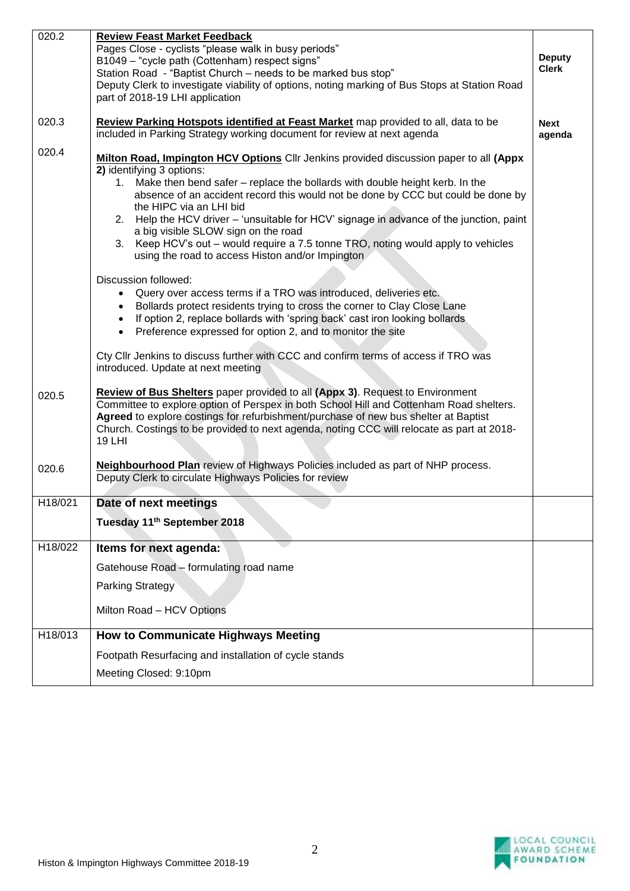| | | |
|---|---|---|
| 020.2 | **Review Feast Market Feedback**<br>Pages Close - cyclists "please walk in busy periods"<br>B1049 – "cycle path (Cottenham) respect signs"<br>Station Road - "Baptist Church – needs to be marked bus stop"<br>Deputy Clerk to investigate viability of options, noting marking of Bus Stops at Station Road part of 2018-19 LHI application | **Deputy Clerk** |
| 020.3 | **Review Parking Hotspots identified at Feast Market** map provided to all, data to be included in Parking Strategy working document for review at next agenda | **Next agenda** |
| 020.4 | **Milton Road, Impington HCV Options** Cllr Jenkins provided discussion paper to all **(Appx 2)** identifying 3 options:<br>1. Make then bend safer – replace the bollards with double height kerb. In the absence of an accident record this would not be done by CCC but could be done by the HIPC via an LHI bid<br>2. Help the HCV driver – 'unsuitable for HCV' signage in advance of the junction, paint a big visible SLOW sign on the road<br>3. Keep HCV's out – would require a 7.5 tonne TRO, noting would apply to vehicles using the road to access Histon and/or Impington<br><br>Discussion followed:<br>• Query over access terms if a TRO was introduced, deliveries etc.<br>• Bollards protect residents trying to cross the corner to Clay Close Lane<br>• If option 2, replace bollards with 'spring back' cast iron looking bollards<br>• Preference expressed for option 2, and to monitor the site<br><br>Cty Cllr Jenkins to discuss further with CCC and confirm terms of access if TRO was introduced. Update at next meeting | |
| 020.5 | **Review of Bus Shelters** paper provided to all **(Appx 3)**. Request to Environment Committee to explore option of Perspex in both School Hill and Cottenham Road shelters. **Agreed** to explore costings for refurbishment/purchase of new bus shelter at Baptist Church. Costings to be provided to next agenda, noting CCC will relocate as part at 2018-19 LHI | |
| 020.6 | **Neighbourhood Plan** review of Highways Policies included as part of NHP process. Deputy Clerk to circulate Highways Policies for review | |
| H18/021 | **Date of next meetings**<br>**Tuesday 11th September 2018** | |
| H18/022 | **Items for next agenda:**<br>Gatehouse Road – formulating road name<br>Parking Strategy<br>Milton Road – HCV Options | |
| H18/013 | **How to Communicate Highways Meeting**<br>Footpath Resurfacing and installation of cycle stands<br>Meeting Closed: 9:10pm | |

Histon & Impington Highways Committee 2018-19